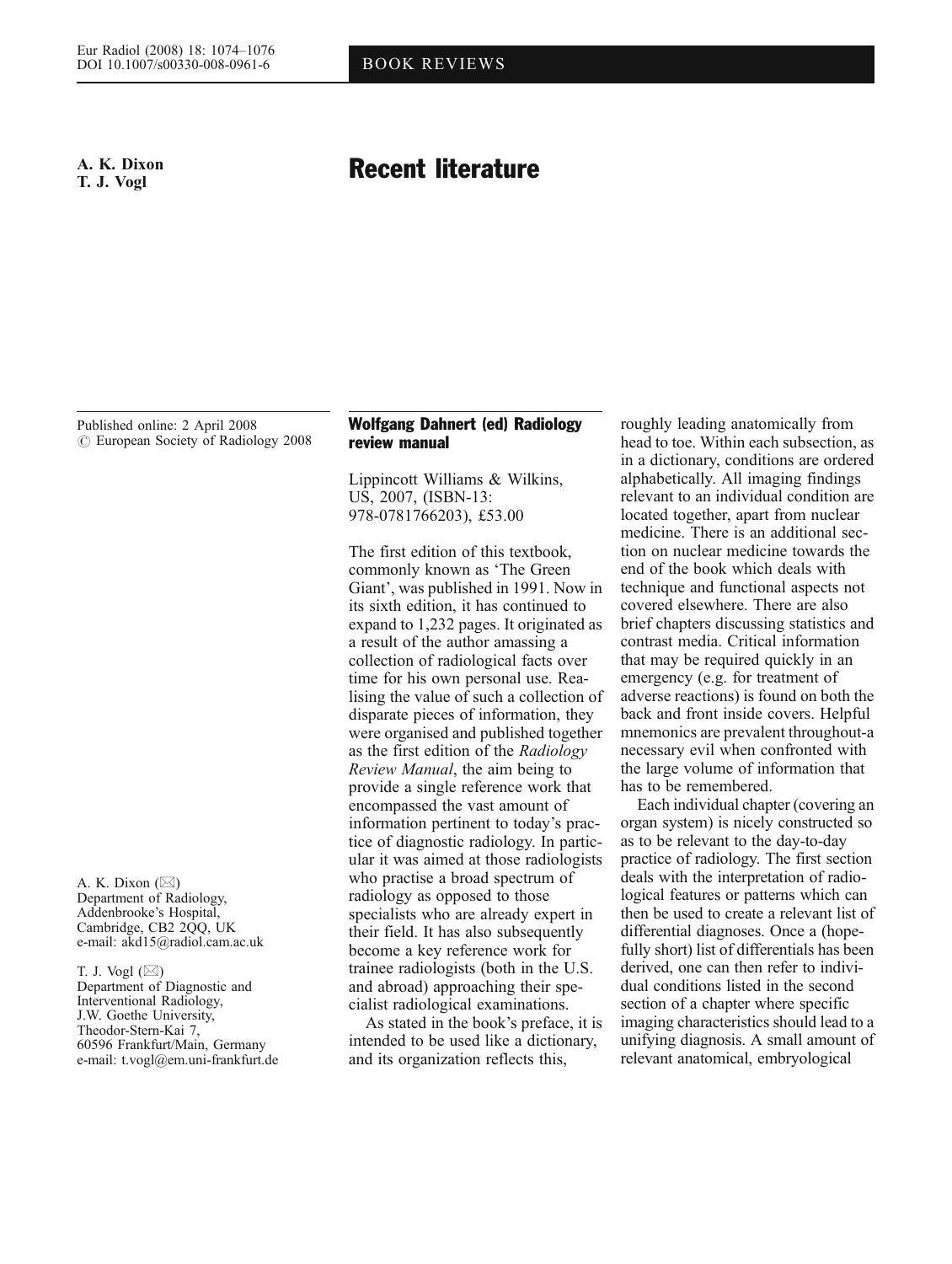**A. K. Dixon**
**T. J. Vogl**

# Recent literature

Published online: 2 April 2008
© European Society of Radiology 2008

A. K. Dixon (✉)
Department of Radiology,
Addenbrooke's Hospital,
Cambridge, CB2 2QQ, UK
e-mail: akd15@radiol.cam.ac.uk

T. J. Vogl (✉)
Department of Diagnostic and
Interventional Radiology,
J.W. Goethe University,
Theodor-Stern-Kai 7,
60596 Frankfurt/Main, Germany
e-mail: t.vogl@em.uni-frankfurt.de

## Wolfgang Dahnert (ed) Radiology review manual

Lippincott Williams & Wilkins, US, 2007, (ISBN-13: 978-0781766203), £53.00

The first edition of this textbook, commonly known as 'The Green Giant', was published in 1991. Now in its sixth edition, it has continued to expand to 1,232 pages. It originated as a result of the author amassing a collection of radiological facts over time for his own personal use. Realising the value of such a collection of disparate pieces of information, they were organised and published together as the first edition of the *Radiology Review Manual*, the aim being to provide a single reference work that encompassed the vast amount of information pertinent to today's practice of diagnostic radiology. In particular it was aimed at those radiologists who practise a broad spectrum of radiology as opposed to those specialists who are already expert in their field. It has also subsequently become a key reference work for trainee radiologists (both in the U.S. and abroad) approaching their specialist radiological examinations.

As stated in the book's preface, it is intended to be used like a dictionary, and its organization reflects this, roughly leading anatomically from head to toe. Within each subsection, as in a dictionary, conditions are ordered alphabetically. All imaging findings relevant to an individual condition are located together, apart from nuclear medicine. There is an additional section on nuclear medicine towards the end of the book which deals with technique and functional aspects not covered elsewhere. There are also brief chapters discussing statistics and contrast media. Critical information that may be required quickly in an emergency (e.g. for treatment of adverse reactions) is found on both the back and front inside covers. Helpful mnemonics are prevalent throughout-a necessary evil when confronted with the large volume of information that has to be remembered.

Each individual chapter (covering an organ system) is nicely constructed so as to be relevant to the day-to-day practice of radiology. The first section deals with the interpretation of radiological features or patterns which can then be used to create a relevant list of differential diagnoses. Once a (hopefully short) list of differentials has been derived, one can then refer to individual conditions listed in the second section of a chapter where specific imaging characteristics should lead to a unifying diagnosis. A small amount of relevant anatomical, embryological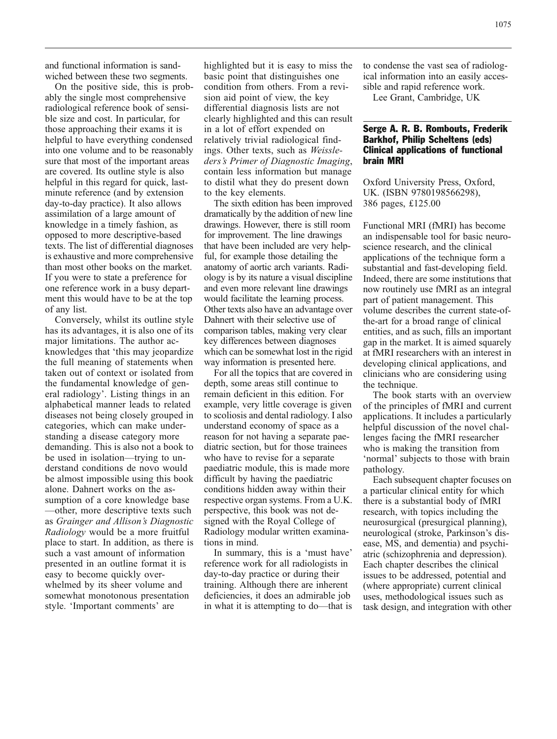and functional information is sandwiched between these two segments.

On the positive side, this is probably the single most comprehensive radiological reference book of sensible size and cost. In particular, for those approaching their exams it is helpful to have everything condensed into one volume and to be reasonably sure that most of the important areas are covered. Its outline style is also helpful in this regard for quick, last-minute reference (and by extension day-to-day practice). It also allows assimilation of a large amount of knowledge in a timely fashion, as opposed to more descriptive-based texts. The list of differential diagnoses is exhaustive and more comprehensive than most other books on the market. If you were to state a preference for one reference work in a busy department this would have to be at the top of any list.

Conversely, whilst its outline style has its advantages, it is also one of its major limitations. The author acknowledges that 'this may jeopardize the full meaning of statements when taken out of context or isolated from the fundamental knowledge of general radiology'. Listing things in an alphabetical manner leads to related diseases not being closely grouped in categories, which can make understanding a disease category more demanding. This is also not a book to be used in isolation—trying to understand conditions de novo would be almost impossible using this book alone. Dahnert works on the assumption of a core knowledge base —other, more descriptive texts such as *Grainger and Allison's Diagnostic Radiology* would be a more fruitful place to start. In addition, as there is such a vast amount of information presented in an outline format it is easy to become quickly overwhelmed by its sheer volume and somewhat monotonous presentation style. 'Important comments' are highlighted but it is easy to miss the basic point that distinguishes one condition from others. From a revision aid point of view, the key differential diagnosis lists are not clearly highlighted and this can result in a lot of effort expended on relatively trivial radiological findings. Other texts, such as *Weissleders's Primer of Diagnostic Imaging*, contain less information but manage to distil what they do present down to the key elements.

The sixth edition has been improved dramatically by the addition of new line drawings. However, there is still room for improvement. The line drawings that have been included are very helpful, for example those detailing the anatomy of aortic arch variants. Radiology is by its nature a visual discipline and even more relevant line drawings would facilitate the learning process. Other texts also have an advantage over Dahnert with their selective use of comparison tables, making very clear key differences between diagnoses which can be somewhat lost in the rigid way information is presented here.

For all the topics that are covered in depth, some areas still continue to remain deficient in this edition. For example, very little coverage is given to scoliosis and dental radiology. I also understand economy of space as a reason for not having a separate paediatric section, but for those trainees who have to revise for a separate paediatric module, this is made more difficult by having the paediatric conditions hidden away within their respective organ systems. From a U.K. perspective, this book was not designed with the Royal College of Radiology modular written examinations in mind.

In summary, this is a 'must have' reference work for all radiologists in day-to-day practice or during their training. Although there are inherent deficiencies, it does an admirable job in what it is attempting to do—that is to condense the vast sea of radiological information into an easily accessible and rapid reference work.

Lee Grant, Cambridge, UK

## Serge A. R. B. Rombouts, Frederik Barkhof, Philip Scheltens (eds) Clinical applications of functional brain MRI

Oxford University Press, Oxford, UK. (ISBN 9780198566298), 386 pages, £125.00

Functional MRI (fMRI) has become an indispensable tool for basic neuroscience research, and the clinical applications of the technique form a substantial and fast-developing field. Indeed, there are some institutions that now routinely use fMRI as an integral part of patient management. This volume describes the current state-of-the-art for a broad range of clinical entities, and as such, fills an important gap in the market. It is aimed squarely at fMRI researchers with an interest in developing clinical applications, and clinicians who are considering using the technique.

The book starts with an overview of the principles of fMRI and current applications. It includes a particularly helpful discussion of the novel challenges facing the fMRI researcher who is making the transition from 'normal' subjects to those with brain pathology.

Each subsequent chapter focuses on a particular clinical entity for which there is a substantial body of fMRI research, with topics including the neurosurgical (presurgical planning), neurological (stroke, Parkinson's disease, MS, and dementia) and psychiatric (schizophrenia and depression). Each chapter describes the clinical issues to be addressed, potential and (where appropriate) current clinical uses, methodological issues such as task design, and integration with other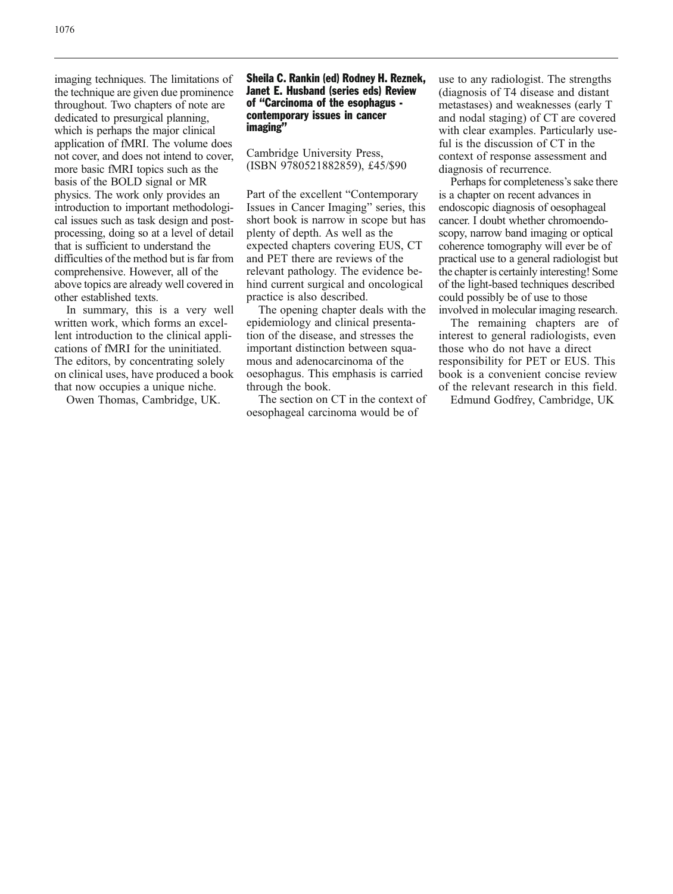imaging techniques. The limitations of the technique are given due prominence throughout. Two chapters of note are dedicated to presurgical planning, which is perhaps the major clinical application of fMRI. The volume does not cover, and does not intend to cover, more basic fMRI topics such as the basis of the BOLD signal or MR physics. The work only provides an introduction to important methodological issues such as task design and post-processing, doing so at a level of detail that is sufficient to understand the difficulties of the method but is far from comprehensive. However, all of the above topics are already well covered in other established texts.

In summary, this is a very well written work, which forms an excellent introduction to the clinical applications of fMRI for the uninitiated. The editors, by concentrating solely on clinical uses, have produced a book that now occupies a unique niche.

Owen Thomas, Cambridge, UK.

## Sheila C. Rankin (ed) Rodney H. Reznek, Janet E. Husband (series eds) Review of "Carcinoma of the esophagus - contemporary issues in cancer imaging"

Cambridge University Press, (ISBN 9780521882859), £45/$90

Part of the excellent "Contemporary Issues in Cancer Imaging" series, this short book is narrow in scope but has plenty of depth. As well as the expected chapters covering EUS, CT and PET there are reviews of the relevant pathology. The evidence behind current surgical and oncological practice is also described.

The opening chapter deals with the epidemiology and clinical presentation of the disease, and stresses the important distinction between squamous and adenocarcinoma of the oesophagus. This emphasis is carried through the book.

The section on CT in the context of oesophageal carcinoma would be of use to any radiologist. The strengths (diagnosis of T4 disease and distant metastases) and weaknesses (early T and nodal staging) of CT are covered with clear examples. Particularly useful is the discussion of CT in the context of response assessment and diagnosis of recurrence.

Perhaps for completeness's sake there is a chapter on recent advances in endoscopic diagnosis of oesophageal cancer. I doubt whether chromoendoscopy, narrow band imaging or optical coherence tomography will ever be of practical use to a general radiologist but the chapter is certainly interesting! Some of the light-based techniques described could possibly be of use to those involved in molecular imaging research.

The remaining chapters are of interest to general radiologists, even those who do not have a direct responsibility for PET or EUS. This book is a convenient concise review of the relevant research in this field.

Edmund Godfrey, Cambridge, UK